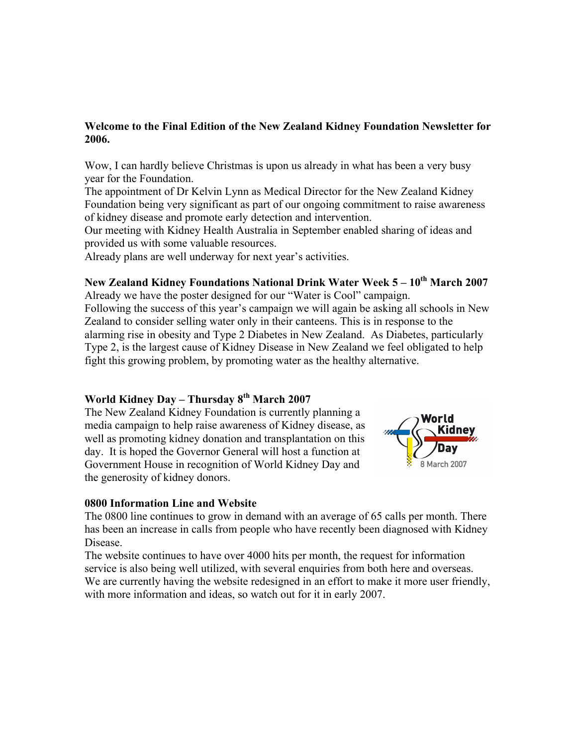**Welcome to the Final Edition of the New Zealand Kidney Foundation Newsletter for 2006.**

Wow, I can hardly believe Christmas is upon us already in what has been a very busy year for the Foundation.
The appointment of Dr Kelvin Lynn as Medical Director for the New Zealand Kidney Foundation being very significant as part of our ongoing commitment to raise awareness of kidney disease and promote early detection and intervention.
Our meeting with Kidney Health Australia in September enabled sharing of ideas and provided us with some valuable resources.
Already plans are well underway for next year's activities.

**New Zealand Kidney Foundations National Drink Water Week 5 – 10th March 2007**

Already we have the poster designed for our "Water is Cool" campaign.
Following the success of this year's campaign we will again be asking all schools in New Zealand to consider selling water only in their canteens. This is in response to the alarming rise in obesity and Type 2 Diabetes in New Zealand. As Diabetes, particularly Type 2, is the largest cause of Kidney Disease in New Zealand we feel obligated to help fight this growing problem, by promoting water as the healthy alternative.

**World Kidney Day – Thursday 8th March 2007**

The New Zealand Kidney Foundation is currently planning a media campaign to help raise awareness of Kidney disease, as well as promoting kidney donation and transplantation on this day. It is hoped the Governor General will host a function at Government House in recognition of World Kidney Day and the generosity of kidney donors.

World Kidney Day 8 March 2007

**0800 Information Line and Website**

The 0800 line continues to grow in demand with an average of 65 calls per month. There has been an increase in calls from people who have recently been diagnosed with Kidney Disease.
The website continues to have over 4000 hits per month, the request for information service is also being well utilized, with several enquiries from both here and overseas.
We are currently having the website redesigned in an effort to make it more user friendly, with more information and ideas, so watch out for it in early 2007.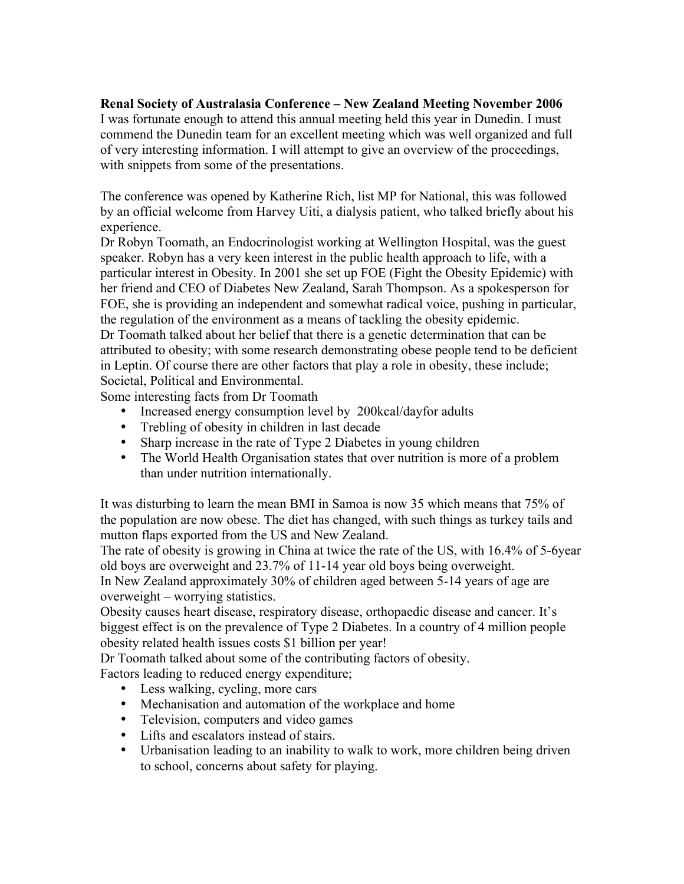**Renal Society of Australasia Conference – New Zealand Meeting November 2006**

I was fortunate enough to attend this annual meeting held this year in Dunedin. I must commend the Dunedin team for an excellent meeting which was well organized and full of very interesting information. I will attempt to give an overview of the proceedings, with snippets from some of the presentations.

The conference was opened by Katherine Rich, list MP for National, this was followed by an official welcome from Harvey Uiti, a dialysis patient, who talked briefly about his experience.

Dr Robyn Toomath, an Endocrinologist working at Wellington Hospital, was the guest speaker. Robyn has a very keen interest in the public health approach to life, with a particular interest in Obesity. In 2001 she set up FOE (Fight the Obesity Epidemic) with her friend and CEO of Diabetes New Zealand, Sarah Thompson. As a spokesperson for FOE, she is providing an independent and somewhat radical voice, pushing in particular, the regulation of the environment as a means of tackling the obesity epidemic.

Dr Toomath talked about her belief that there is a genetic determination that can be attributed to obesity; with some research demonstrating obese people tend to be deficient in Leptin. Of course there are other factors that play a role in obesity, these include; Societal, Political and Environmental.

Some interesting facts from Dr Toomath

- Increased energy consumption level by 200kcal/dayfor adults
- Trebling of obesity in children in last decade
- Sharp increase in the rate of Type 2 Diabetes in young children
- The World Health Organisation states that over nutrition is more of a problem than under nutrition internationally.

It was disturbing to learn the mean BMI in Samoa is now 35 which means that 75% of the population are now obese. The diet has changed, with such things as turkey tails and mutton flaps exported from the US and New Zealand.

The rate of obesity is growing in China at twice the rate of the US, with 16.4% of 5-6year old boys are overweight and 23.7% of 11-14 year old boys being overweight.

In New Zealand approximately 30% of children aged between 5-14 years of age are overweight – worrying statistics.

Obesity causes heart disease, respiratory disease, orthopaedic disease and cancer. It's biggest effect is on the prevalence of Type 2 Diabetes. In a country of 4 million people obesity related health issues costs $1 billion per year!

Dr Toomath talked about some of the contributing factors of obesity.

Factors leading to reduced energy expenditure;

- Less walking, cycling, more cars
- Mechanisation and automation of the workplace and home
- Television, computers and video games
- Lifts and escalators instead of stairs.
- Urbanisation leading to an inability to walk to work, more children being driven to school, concerns about safety for playing.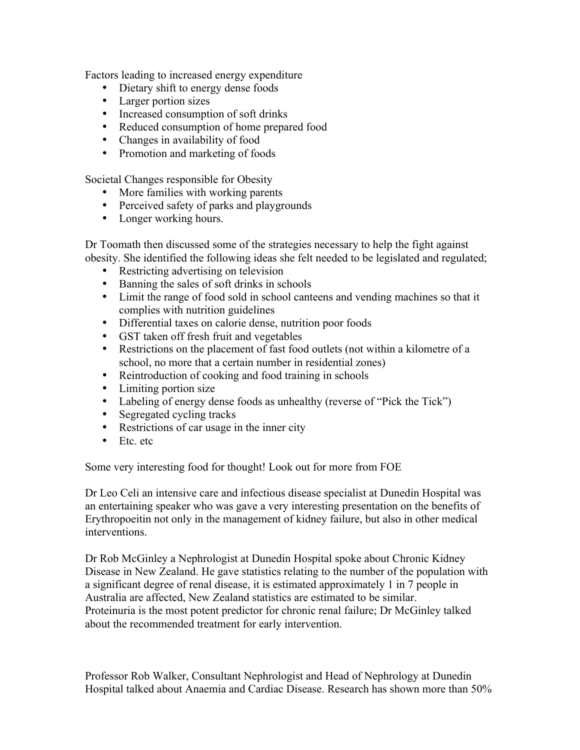Factors leading to increased energy expenditure

- Dietary shift to energy dense foods
- Larger portion sizes
- Increased consumption of soft drinks
- Reduced consumption of home prepared food
- Changes in availability of food
- Promotion and marketing of foods

Societal Changes responsible for Obesity

- More families with working parents
- Perceived safety of parks and playgrounds
- Longer working hours.

Dr Toomath then discussed some of the strategies necessary to help the fight against obesity. She identified the following ideas she felt needed to be legislated and regulated;

- Restricting advertising on television
- Banning the sales of soft drinks in schools
- Limit the range of food sold in school canteens and vending machines so that it complies with nutrition guidelines
- Differential taxes on calorie dense, nutrition poor foods
- GST taken off fresh fruit and vegetables
- Restrictions on the placement of fast food outlets (not within a kilometre of a school, no more that a certain number in residential zones)
- Reintroduction of cooking and food training in schools
- Limiting portion size
- Labeling of energy dense foods as unhealthy (reverse of "Pick the Tick")
- Segregated cycling tracks
- Restrictions of car usage in the inner city
- Etc. etc

Some very interesting food for thought! Look out for more from FOE

Dr Leo Celi an intensive care and infectious disease specialist at Dunedin Hospital was an entertaining speaker who was gave a very interesting presentation on the benefits of Erythropoeitin not only in the management of kidney failure, but also in other medical interventions.

Dr Rob McGinley a Nephrologist at Dunedin Hospital spoke about Chronic Kidney Disease in New Zealand. He gave statistics relating to the number of the population with a significant degree of renal disease, it is estimated approximately 1 in 7 people in Australia are affected, New Zealand statistics are estimated to be similar. Proteinuria is the most potent predictor for chronic renal failure; Dr McGinley talked about the recommended treatment for early intervention.

Professor Rob Walker, Consultant Nephrologist and Head of Nephrology at Dunedin Hospital talked about Anaemia and Cardiac Disease. Research has shown more than 50%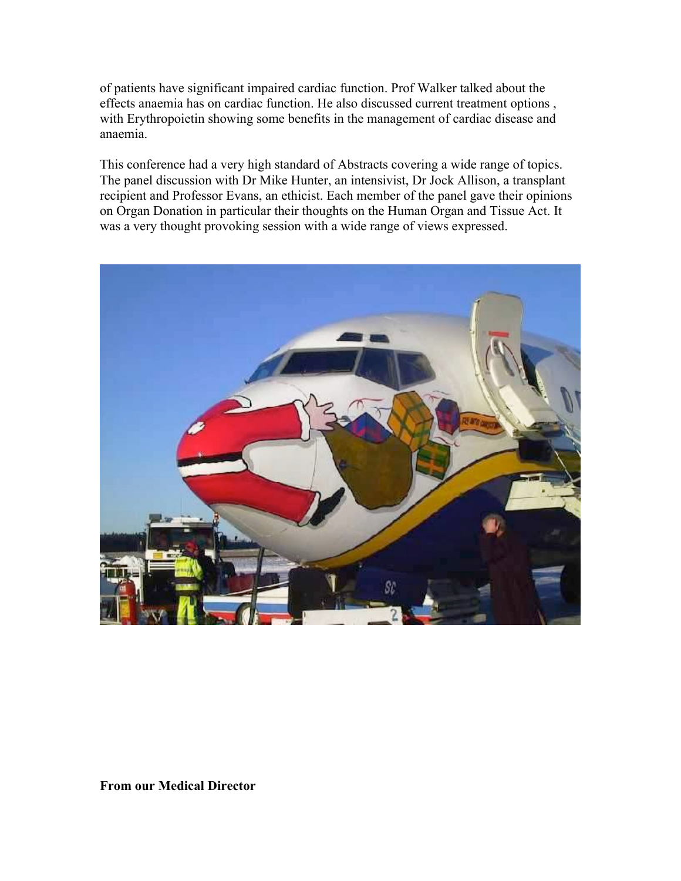of patients have significant impaired cardiac function. Prof Walker talked about the effects anaemia has on cardiac function. He also discussed current treatment options , with Erythropoietin showing some benefits in the management of cardiac disease and anaemia.

This conference had a very high standard of Abstracts covering a wide range of topics. The panel discussion with Dr Mike Hunter, an intensivist, Dr Jock Allison, a transplant recipient and Professor Evans, an ethicist. Each member of the panel gave their opinions on Organ Donation in particular their thoughts on the Human Organ and Tissue Act. It was a very thought provoking session with a wide range of views expressed.

**From our Medical Director**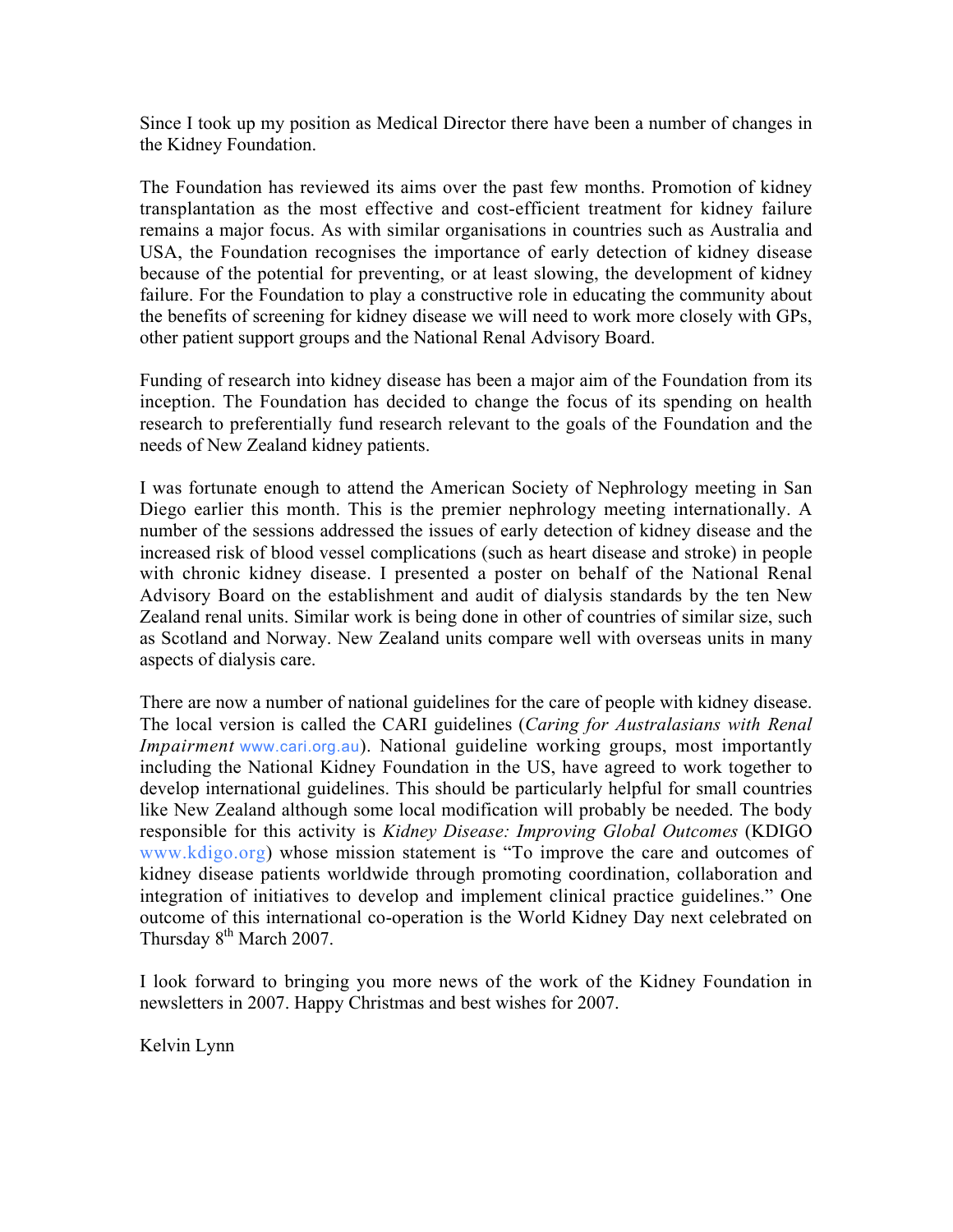Since I took up my position as Medical Director there have been a number of changes in the Kidney Foundation.

The Foundation has reviewed its aims over the past few months. Promotion of kidney transplantation as the most effective and cost-efficient treatment for kidney failure remains a major focus. As with similar organisations in countries such as Australia and USA, the Foundation recognises the importance of early detection of kidney disease because of the potential for preventing, or at least slowing, the development of kidney failure. For the Foundation to play a constructive role in educating the community about the benefits of screening for kidney disease we will need to work more closely with GPs, other patient support groups and the National Renal Advisory Board.

Funding of research into kidney disease has been a major aim of the Foundation from its inception. The Foundation has decided to change the focus of its spending on health research to preferentially fund research relevant to the goals of the Foundation and the needs of New Zealand kidney patients.

I was fortunate enough to attend the American Society of Nephrology meeting in San Diego earlier this month. This is the premier nephrology meeting internationally. A number of the sessions addressed the issues of early detection of kidney disease and the increased risk of blood vessel complications (such as heart disease and stroke) in people with chronic kidney disease. I presented a poster on behalf of the National Renal Advisory Board on the establishment and audit of dialysis standards by the ten New Zealand renal units. Similar work is being done in other of countries of similar size, such as Scotland and Norway. New Zealand units compare well with overseas units in many aspects of dialysis care.

There are now a number of national guidelines for the care of people with kidney disease. The local version is called the CARI guidelines (*Caring for Australasians with Renal Impairment* www.cari.org.au). National guideline working groups, most importantly including the National Kidney Foundation in the US, have agreed to work together to develop international guidelines. This should be particularly helpful for small countries like New Zealand although some local modification will probably be needed. The body responsible for this activity is *Kidney Disease: Improving Global Outcomes* (KDIGO www.kdigo.org) whose mission statement is "To improve the care and outcomes of kidney disease patients worldwide through promoting coordination, collaboration and integration of initiatives to develop and implement clinical practice guidelines." One outcome of this international co-operation is the World Kidney Day next celebrated on Thursday 8th March 2007.

I look forward to bringing you more news of the work of the Kidney Foundation in newsletters in 2007. Happy Christmas and best wishes for 2007.

Kelvin Lynn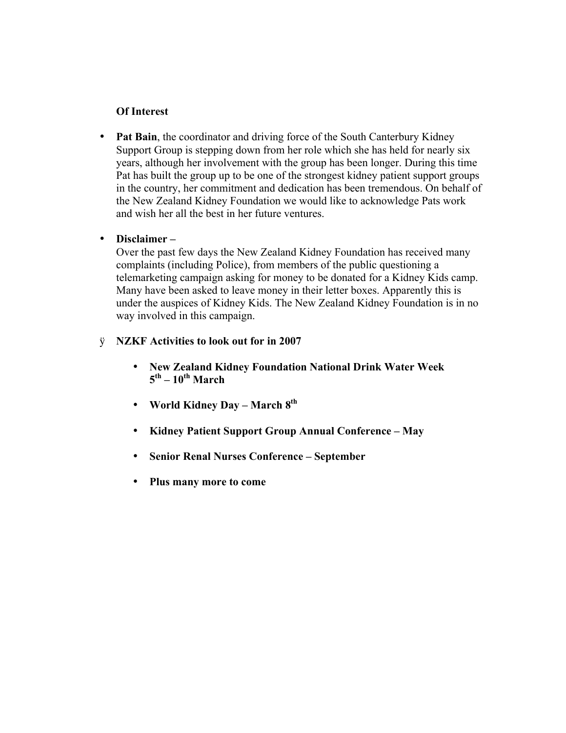**Of Interest**

- **Pat Bain**, the coordinator and driving force of the South Canterbury Kidney Support Group is stepping down from her role which she has held for nearly six years, although her involvement with the group has been longer. During this time Pat has built the group up to be one of the strongest kidney patient support groups in the country, her commitment and dedication has been tremendous. On behalf of the New Zealand Kidney Foundation we would like to acknowledge Pats work and wish her all the best in her future ventures.

- **Disclaimer –**
  Over the past few days the New Zealand Kidney Foundation has received many complaints (including Police), from members of the public questioning a telemarketing campaign asking for money to be donated for a Kidney Kids camp. Many have been asked to leave money in their letter boxes. Apparently this is under the auspices of Kidney Kids. The New Zealand Kidney Foundation is in no way involved in this campaign.

ÿ **NZKF Activities to look out for in 2007**

  - **New Zealand Kidney Foundation National Drink Water Week 5th – 10th March**

  - **World Kidney Day – March 8th**

  - **Kidney Patient Support Group Annual Conference – May**

  - **Senior Renal Nurses Conference – September**

  - **Plus many more to come**